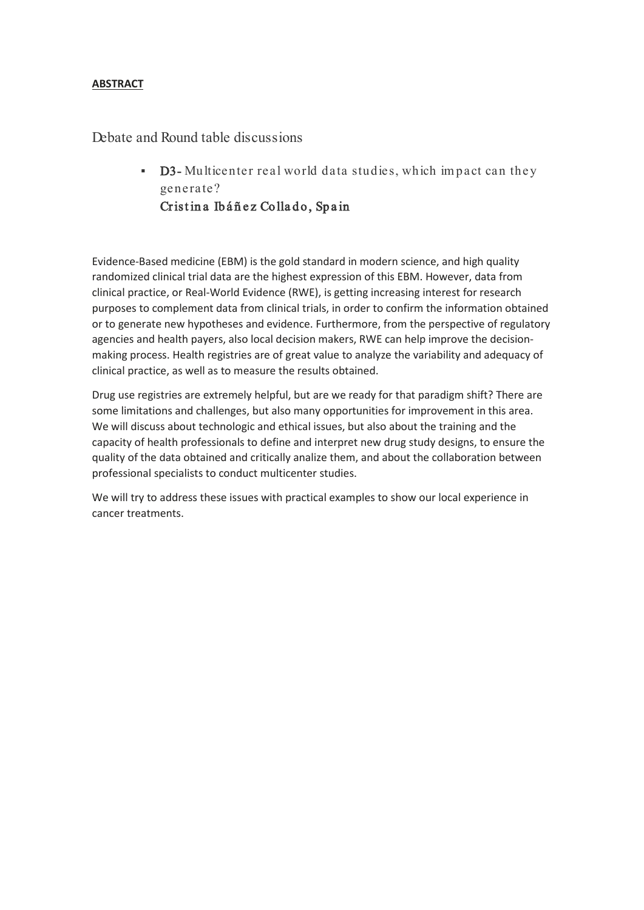**ABSTRACT**

Debate and Round table discussions

- **D3-** Multicenter real world data studies, which impact can they generate?
  Cristina Ibáñez Collado, Spain

Evidence-Based medicine (EBM) is the gold standard in modern science, and high quality randomized clinical trial data are the highest expression of this EBM. However, data from clinical practice, or Real-World Evidence (RWE), is getting increasing interest for research purposes to complement data from clinical trials, in order to confirm the information obtained or to generate new hypotheses and evidence. Furthermore, from the perspective of regulatory agencies and health payers, also local decision makers, RWE can help improve the decision-making process. Health registries are of great value to analyze the variability and adequacy of clinical practice, as well as to measure the results obtained.

Drug use registries are extremely helpful, but are we ready for that paradigm shift? There are some limitations and challenges, but also many opportunities for improvement in this area. We will discuss about technologic and ethical issues, but also about the training and the capacity of health professionals to define and interpret new drug study designs, to ensure the quality of the data obtained and critically analize them, and about the collaboration between professional specialists to conduct multicenter studies.

We will try to address these issues with practical examples to show our local experience in cancer treatments.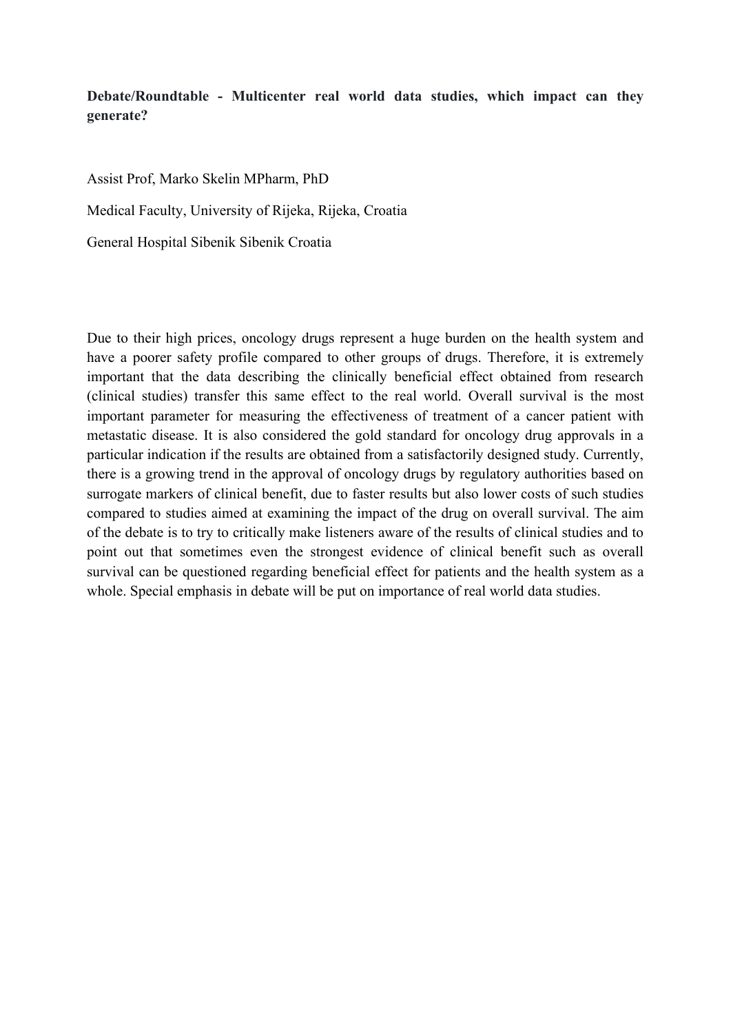**Debate/Roundtable - Multicenter real world data studies, which impact can they generate?**

Assist Prof, Marko Skelin MPharm, PhD

Medical Faculty, University of Rijeka, Rijeka, Croatia

General Hospital Sibenik Sibenik Croatia

Due to their high prices, oncology drugs represent a huge burden on the health system and have a poorer safety profile compared to other groups of drugs. Therefore, it is extremely important that the data describing the clinically beneficial effect obtained from research (clinical studies) transfer this same effect to the real world. Overall survival is the most important parameter for measuring the effectiveness of treatment of a cancer patient with metastatic disease. It is also considered the gold standard for oncology drug approvals in a particular indication if the results are obtained from a satisfactorily designed study. Currently, there is a growing trend in the approval of oncology drugs by regulatory authorities based on surrogate markers of clinical benefit, due to faster results but also lower costs of such studies compared to studies aimed at examining the impact of the drug on overall survival. The aim of the debate is to try to critically make listeners aware of the results of clinical studies and to point out that sometimes even the strongest evidence of clinical benefit such as overall survival can be questioned regarding beneficial effect for patients and the health system as a whole. Special emphasis in debate will be put on importance of real world data studies.